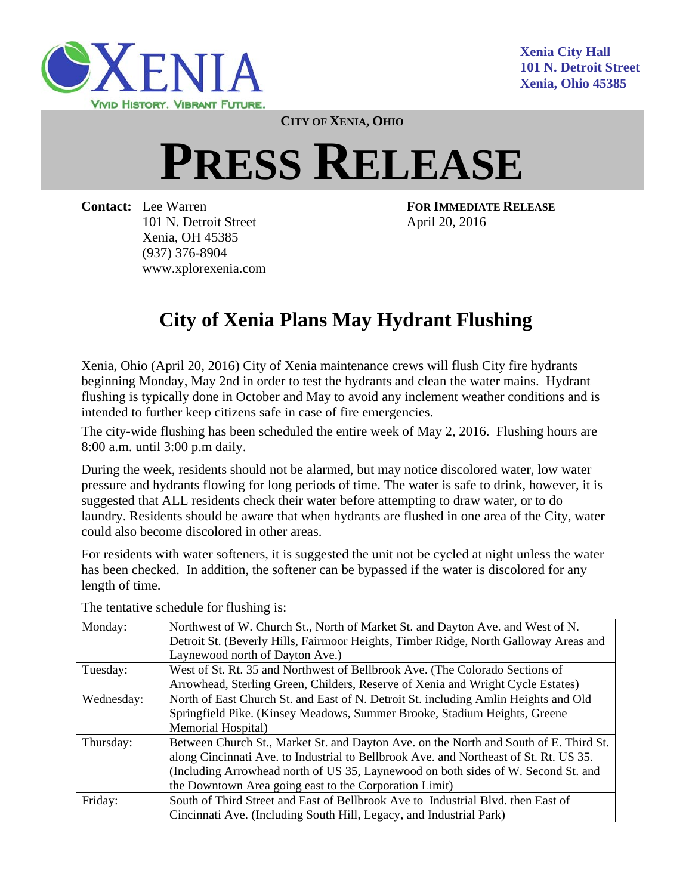**Xenia City Hall**
**101 N. Detroit Street**
**Xenia, Ohio 45385**

XENIA
VIVID HISTORY. VIBRANT FUTURE.

**CITY OF XENIA, OHIO**

# PRESS RELEASE

**Contact:** Lee Warren
101 N. Detroit Street
Xenia, OH 45385
(937) 376-8904
www.xplorexenia.com

**FOR IMMEDIATE RELEASE**
April 20, 2016

## City of Xenia Plans May Hydrant Flushing

Xenia, Ohio (April 20, 2016) City of Xenia maintenance crews will flush City fire hydrants beginning Monday, May 2nd in order to test the hydrants and clean the water mains. Hydrant flushing is typically done in October and May to avoid any inclement weather conditions and is intended to further keep citizens safe in case of fire emergencies.

The city-wide flushing has been scheduled the entire week of May 2, 2016. Flushing hours are 8:00 a.m. until 3:00 p.m daily.

During the week, residents should not be alarmed, but may notice discolored water, low water pressure and hydrants flowing for long periods of time. The water is safe to drink, however, it is suggested that ALL residents check their water before attempting to draw water, or to do laundry. Residents should be aware that when hydrants are flushed in one area of the City, water could also become discolored in other areas.

For residents with water softeners, it is suggested the unit not be cycled at night unless the water has been checked. In addition, the softener can be bypassed if the water is discolored for any length of time.

The tentative schedule for flushing is:

| | |
|---|---|
| Monday: | Northwest of W. Church St., North of Market St. and Dayton Ave. and West of N. Detroit St. (Beverly Hills, Fairmoor Heights, Timber Ridge, North Galloway Areas and Laynewood north of Dayton Ave.) |
| Tuesday: | West of St. Rt. 35 and Northwest of Bellbrook Ave. (The Colorado Sections of Arrowhead, Sterling Green, Childers, Reserve of Xenia and Wright Cycle Estates) |
| Wednesday: | North of East Church St. and East of N. Detroit St. including Amlin Heights and Old Springfield Pike. (Kinsey Meadows, Summer Brooke, Stadium Heights, Greene Memorial Hospital) |
| Thursday: | Between Church St., Market St. and Dayton Ave. on the North and South of E. Third St. along Cincinnati Ave. to Industrial to Bellbrook Ave. and Northeast of St. Rt. US 35. (Including Arrowhead north of US 35, Laynewood on both sides of W. Second St. and the Downtown Area going east to the Corporation Limit) |
| Friday: | South of Third Street and East of Bellbrook Ave to Industrial Blvd. then East of Cincinnati Ave. (Including South Hill, Legacy, and Industrial Park) |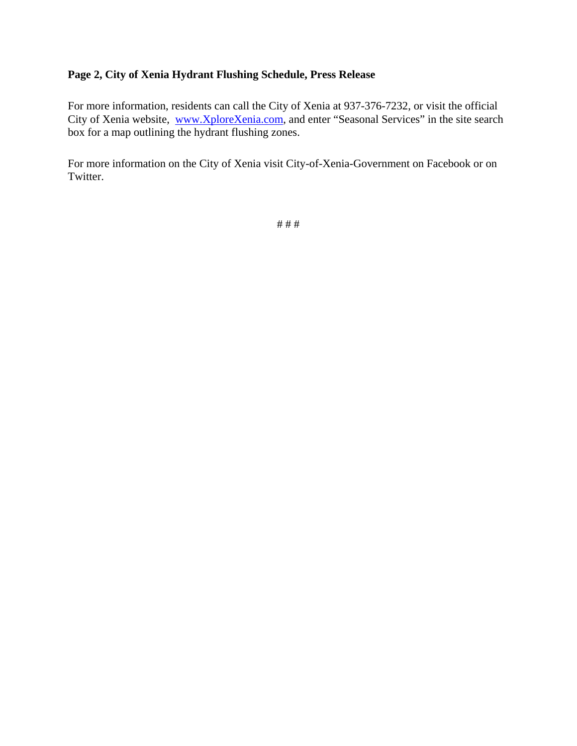For more information, residents can call the City of Xenia at 937-376-7232, or visit the official City of Xenia website, www.XploreXenia.com, and enter "Seasonal Services" in the site search box for a map outlining the hydrant flushing zones.

For more information on the City of Xenia visit City-of-Xenia-Government on Facebook or on Twitter.

# # #